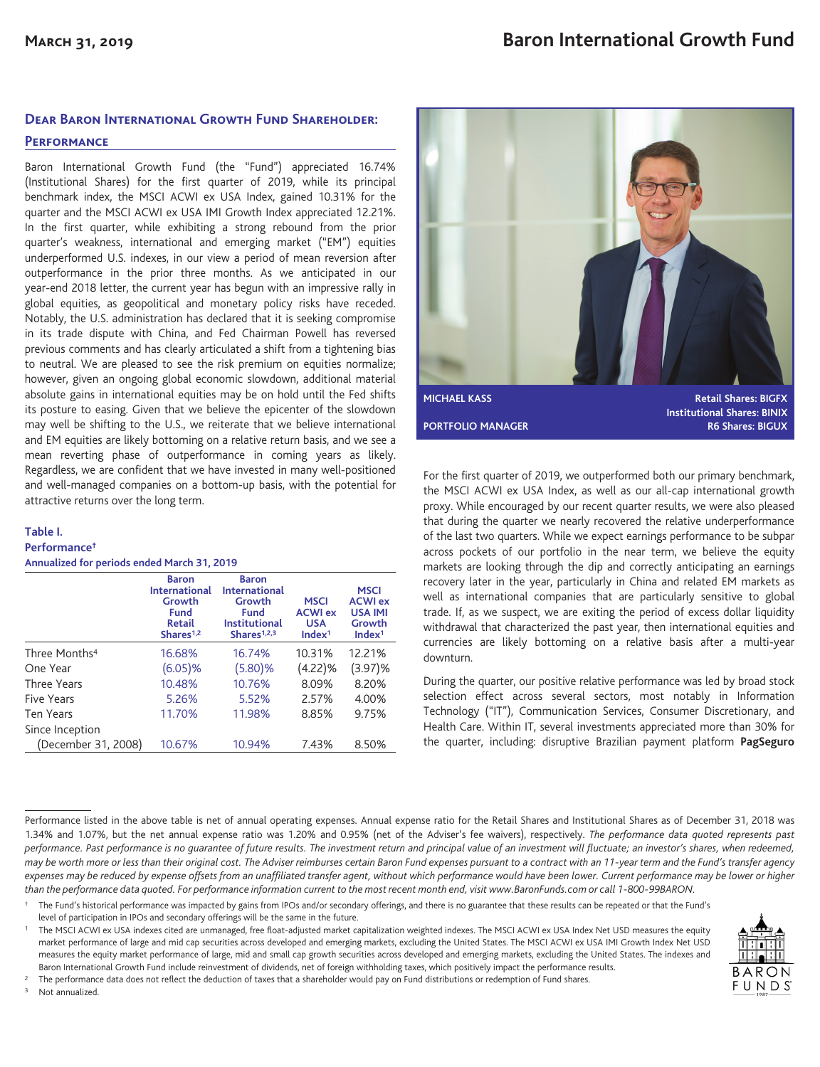# Baron International Growth Fund

**March 31, 2019**

## Dear Baron International Growth Fund Shareholder:

### Performance

Baron International Growth Fund (the "Fund") appreciated 16.74% (Institutional Shares) for the first quarter of 2019, while its principal benchmark index, the MSCI ACWI ex USA Index, gained 10.31% for the quarter and the MSCI ACWI ex USA IMI Growth Index appreciated 12.21%. In the first quarter, while exhibiting a strong rebound from the prior quarter's weakness, international and emerging market ("EM") equities underperformed U.S. indexes, in our view a period of mean reversion after outperformance in the prior three months. As we anticipated in our year-end 2018 letter, the current year has begun with an impressive rally in global equities, as geopolitical and monetary policy risks have receded. Notably, the U.S. administration has declared that it is seeking compromise in its trade dispute with China, and Fed Chairman Powell has reversed previous comments and has clearly articulated a shift from a tightening bias to neutral. We are pleased to see the risk premium on equities normalize; however, given an ongoing global economic slowdown, additional material absolute gains in international equities may be on hold until the Fed shifts its posture to easing. Given that we believe the epicenter of the slowdown may well be shifting to the U.S., we reiterate that we believe international and EM equities are likely bottoming on a relative return basis, and we see a mean reverting phase of outperformance in coming years as likely. Regardless, we are confident that we have invested in many well-positioned and well-managed companies on a bottom-up basis, with the potential for attractive returns over the long term.

**Table I.**
**Performance†**
**Annualized for periods ended March 31, 2019**

| | Baron International Growth Fund Retail Shares[1,2] | Baron International Growth Fund Institutional Shares[1,2,3] | MSCI ACWI ex USA Index[1] | MSCI ACWI ex USA IMI Growth Index[1] |
|---|---|---|---|---|
| Three Months[4] | 16.68% | 16.74% | 10.31% | 12.21% |
| One Year | (6.05)% | (5.80)% | (4.22)% | (3.97)% |
| Three Years | 10.48% | 10.76% | 8.09% | 8.20% |
| Five Years | 5.26% | 5.52% | 2.57% | 4.00% |
| Ten Years | 11.70% | 11.98% | 8.85% | 9.75% |
| Since Inception (December 31, 2008) | 10.67% | 10.94% | 7.43% | 8.50% |

**MICHAEL KASS**
**PORTFOLIO MANAGER**

**Retail Shares: BIGFX**
**Institutional Shares: BINIX**
**R6 Shares: BIGUX**

For the first quarter of 2019, we outperformed both our primary benchmark, the MSCI ACWI ex USA Index, as well as our all-cap international growth proxy. While encouraged by our recent quarter results, we were also pleased that during the quarter we nearly recovered the relative underperformance of the last two quarters. While we expect earnings performance to be subpar across pockets of our portfolio in the near term, we believe the equity markets are looking through the dip and correctly anticipating an earnings recovery later in the year, particularly in China and related EM markets as well as international companies that are particularly sensitive to global trade. If, as we suspect, we are exiting the period of excess dollar liquidity withdrawal that characterized the past year, then international equities and currencies are likely bottoming on a relative basis after a multi-year downturn.

During the quarter, our positive relative performance was led by broad stock selection effect across several sectors, most notably in Information Technology ("IT"), Communication Services, Consumer Discretionary, and Health Care. Within IT, several investments appreciated more than 30% for the quarter, including: disruptive Brazilian payment platform **PagSeguro**

Performance listed in the above table is net of annual operating expenses. Annual expense ratio for the Retail Shares and Institutional Shares as of December 31, 2018 was 1.34% and 1.07%, but the net annual expense ratio was 1.20% and 0.95% (net of the Adviser's fee waivers), respectively. *The performance data quoted represents past performance. Past performance is no guarantee of future results. The investment return and principal value of an investment will fluctuate; an investor's shares, when redeemed, may be worth more or less than their original cost. The Adviser reimburses certain Baron Fund expenses pursuant to a contract with an 11-year term and the Fund's transfer agency expenses may be reduced by expense offsets from an unaffiliated transfer agent, without which performance would have been lower. Current performance may be lower or higher than the performance data quoted. For performance information current to the most recent month end, visit www.BaronFunds.com or call 1-800-99BARON.*

† The Fund's historical performance was impacted by gains from IPOs and/or secondary offerings, and there is no guarantee that these results can be repeated or that the Fund's level of participation in IPOs and secondary offerings will be the same in the future.

[1] The MSCI ACWI ex USA indexes cited are unmanaged, free float-adjusted market capitalization weighted indexes. The MSCI ACWI ex USA Index Net USD measures the equity market performance of large and mid cap securities across developed and emerging markets, excluding the United States. The MSCI ACWI ex USA IMI Growth Index Net USD measures the equity market performance of large, mid and small cap growth securities across developed and emerging markets, excluding the United States. The indexes and Baron International Growth Fund include reinvestment of dividends, net of foreign withholding taxes, which positively impact the performance results.

[2] The performance data does not reflect the deduction of taxes that a shareholder would pay on Fund distributions or redemption of Fund shares.

[3] Not annualized.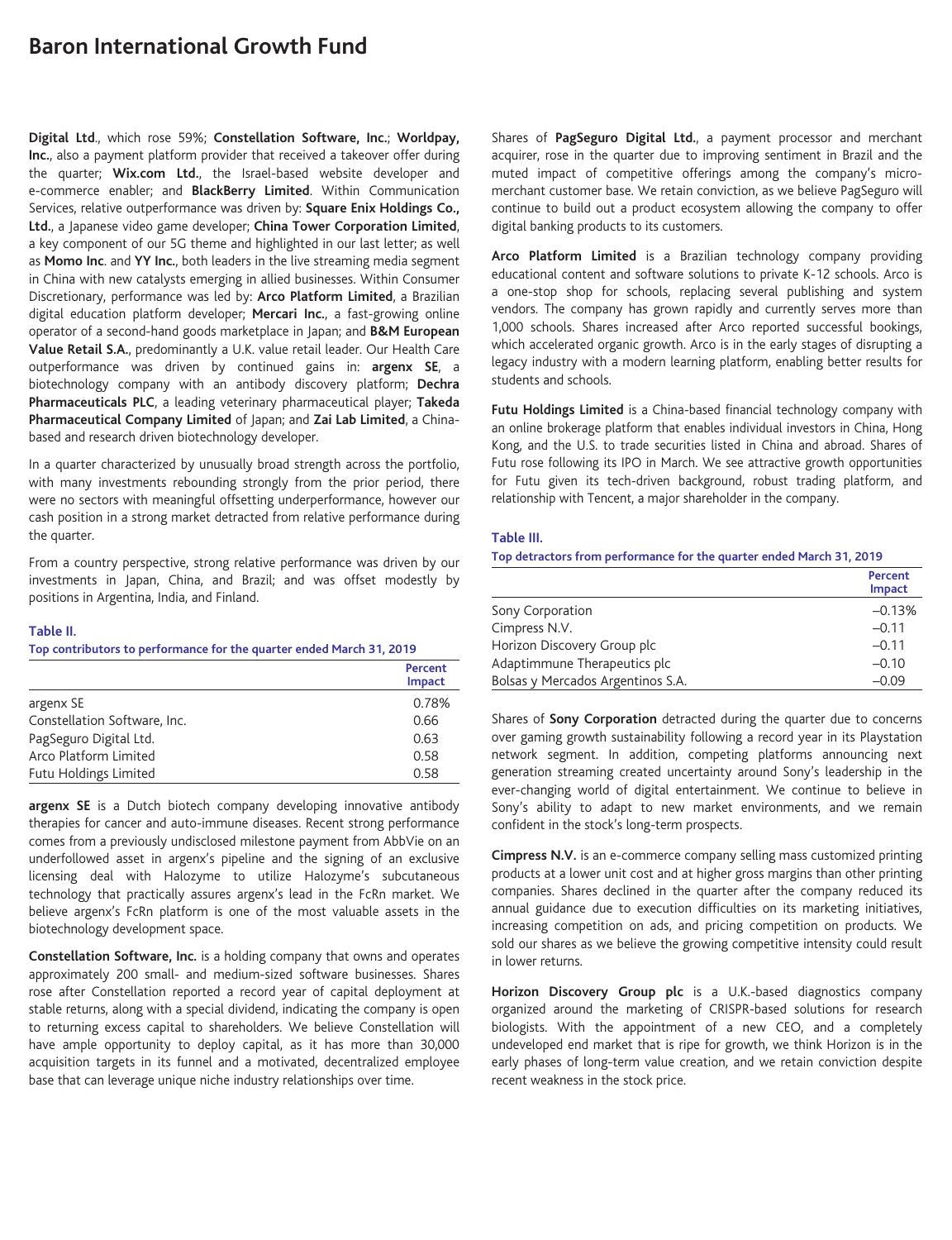**Digital Ltd**., which rose 59%; **Constellation Software, Inc.**; **Worldpay, Inc.**, also a payment platform provider that received a takeover offer during the quarter; **Wix.com Ltd.**, the Israel-based website developer and e-commerce enabler; and **BlackBerry Limited**. Within Communication Services, relative outperformance was driven by: **Square Enix Holdings Co., Ltd.**, a Japanese video game developer; **China Tower Corporation Limited**, a key component of our 5G theme and highlighted in our last letter; as well as **Momo Inc**. and **YY Inc.**, both leaders in the live streaming media segment in China with new catalysts emerging in allied businesses. Within Consumer Discretionary, performance was led by: **Arco Platform Limited**, a Brazilian digital education platform developer; **Mercari Inc.**, a fast-growing online operator of a second-hand goods marketplace in Japan; and **B&M European Value Retail S.A.**, predominantly a U.K. value retail leader. Our Health Care outperformance was driven by continued gains in: **argenx SE**, a biotechnology company with an antibody discovery platform; **Dechra Pharmaceuticals PLC**, a leading veterinary pharmaceutical player; **Takeda Pharmaceutical Company Limited** of Japan; and **Zai Lab Limited**, a China-based and research driven biotechnology developer.

In a quarter characterized by unusually broad strength across the portfolio, with many investments rebounding strongly from the prior period, there were no sectors with meaningful offsetting underperformance, however our cash position in a strong market detracted from relative performance during the quarter.

From a country perspective, strong relative performance was driven by our investments in Japan, China, and Brazil; and was offset modestly by positions in Argentina, India, and Finland.

**Table II.**

**Top contributors to performance for the quarter ended March 31, 2019**

| | Percent Impact |
|---|---|
| argenx SE | 0.78% |
| Constellation Software, Inc. | 0.66 |
| PagSeguro Digital Ltd. | 0.63 |
| Arco Platform Limited | 0.58 |
| Futu Holdings Limited | 0.58 |

**argenx SE** is a Dutch biotech company developing innovative antibody therapies for cancer and auto-immune diseases. Recent strong performance comes from a previously undisclosed milestone payment from AbbVie on an underfollowed asset in argenx's pipeline and the signing of an exclusive licensing deal with Halozyme to utilize Halozyme's subcutaneous technology that practically assures argenx's lead in the FcRn market. We believe argenx's FcRn platform is one of the most valuable assets in the biotechnology development space.

**Constellation Software, Inc.** is a holding company that owns and operates approximately 200 small- and medium-sized software businesses. Shares rose after Constellation reported a record year of capital deployment at stable returns, along with a special dividend, indicating the company is open to returning excess capital to shareholders. We believe Constellation will have ample opportunity to deploy capital, as it has more than 30,000 acquisition targets in its funnel and a motivated, decentralized employee base that can leverage unique niche industry relationships over time.

Shares of **PagSeguro Digital Ltd.**, a payment processor and merchant acquirer, rose in the quarter due to improving sentiment in Brazil and the muted impact of competitive offerings among the company's micro-merchant customer base. We retain conviction, as we believe PagSeguro will continue to build out a product ecosystem allowing the company to offer digital banking products to its customers.

**Arco Platform Limited** is a Brazilian technology company providing educational content and software solutions to private K-12 schools. Arco is a one-stop shop for schools, replacing several publishing and system vendors. The company has grown rapidly and currently serves more than 1,000 schools. Shares increased after Arco reported successful bookings, which accelerated organic growth. Arco is in the early stages of disrupting a legacy industry with a modern learning platform, enabling better results for students and schools.

**Futu Holdings Limited** is a China-based financial technology company with an online brokerage platform that enables individual investors in China, Hong Kong, and the U.S. to trade securities listed in China and abroad. Shares of Futu rose following its IPO in March. We see attractive growth opportunities for Futu given its tech-driven background, robust trading platform, and relationship with Tencent, a major shareholder in the company.

**Table III.**

**Top detractors from performance for the quarter ended March 31, 2019**

| | Percent Impact |
|---|---|
| Sony Corporation | –0.13% |
| Cimpress N.V. | –0.11 |
| Horizon Discovery Group plc | –0.11 |
| Adaptimmune Therapeutics plc | –0.10 |
| Bolsas y Mercados Argentinos S.A. | –0.09 |

Shares of **Sony Corporation** detracted during the quarter due to concerns over gaming growth sustainability following a record year in its Playstation network segment. In addition, competing platforms announcing next generation streaming created uncertainty around Sony's leadership in the ever-changing world of digital entertainment. We continue to believe in Sony's ability to adapt to new market environments, and we remain confident in the stock's long-term prospects.

**Cimpress N.V.** is an e-commerce company selling mass customized printing products at a lower unit cost and at higher gross margins than other printing companies. Shares declined in the quarter after the company reduced its annual guidance due to execution difficulties on its marketing initiatives, increasing competition on ads, and pricing competition on products. We sold our shares as we believe the growing competitive intensity could result in lower returns.

**Horizon Discovery Group plc** is a U.K.-based diagnostics company organized around the marketing of CRISPR-based solutions for research biologists. With the appointment of a new CEO, and a completely undeveloped end market that is ripe for growth, we think Horizon is in the early phases of long-term value creation, and we retain conviction despite recent weakness in the stock price.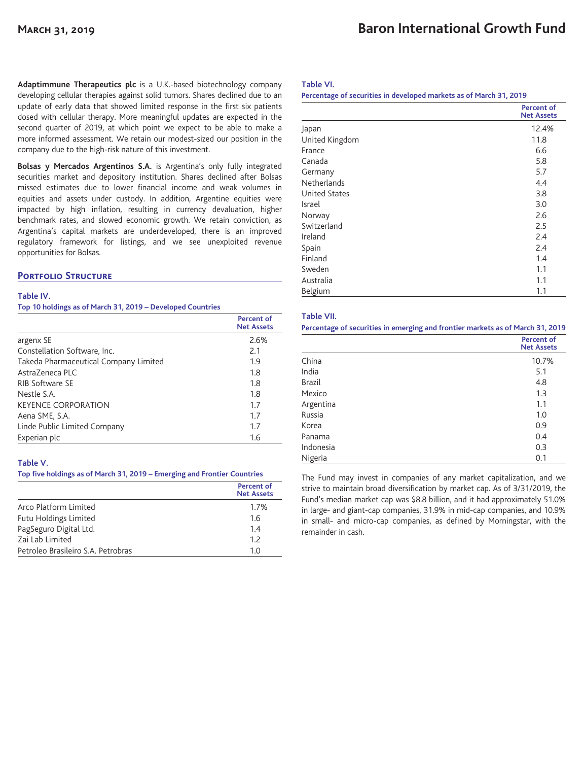**Adaptimmune Therapeutics plc** is a U.K.-based biotechnology company developing cellular therapies against solid tumors. Shares declined due to an update of early data that showed limited response in the first six patients dosed with cellular therapy. More meaningful updates are expected in the second quarter of 2019, at which point we expect to be able to make a more informed assessment. We retain our modest-sized our position in the company due to the high-risk nature of this investment.

**Bolsas y Mercados Argentinos S.A.** is Argentina's only fully integrated securities market and depository institution. Shares declined after Bolsas missed estimates due to lower financial income and weak volumes in equities and assets under custody. In addition, Argentine equities were impacted by high inflation, resulting in currency devaluation, higher benchmark rates, and slowed economic growth. We retain conviction, as Argentina's capital markets are underdeveloped, there is an improved regulatory framework for listings, and we see unexploited revenue opportunities for Bolsas.

## Portfolio Structure

**Table IV.**
**Top 10 holdings as of March 31, 2019 – Developed Countries**

| | Percent of Net Assets |
|---|---|
| argenx SE | 2.6% |
| Constellation Software, Inc. | 2.1 |
| Takeda Pharmaceutical Company Limited | 1.9 |
| AstraZeneca PLC | 1.8 |
| RIB Software SE | 1.8 |
| Nestle S.A. | 1.8 |
| KEYENCE CORPORATION | 1.7 |
| Aena SME, S.A. | 1.7 |
| Linde Public Limited Company | 1.7 |
| Experian plc | 1.6 |

**Table V.**
**Top five holdings as of March 31, 2019 – Emerging and Frontier Countries**

| | Percent of Net Assets |
|---|---|
| Arco Platform Limited | 1.7% |
| Futu Holdings Limited | 1.6 |
| PagSeguro Digital Ltd. | 1.4 |
| Zai Lab Limited | 1.2 |
| Petroleo Brasileiro S.A. Petrobras | 1.0 |

**Table VI.**
**Percentage of securities in developed markets as of March 31, 2019**

| | Percent of Net Assets |
|---|---|
| Japan | 12.4% |
| United Kingdom | 11.8 |
| France | 6.6 |
| Canada | 5.8 |
| Germany | 5.7 |
| Netherlands | 4.4 |
| United States | 3.8 |
| Israel | 3.0 |
| Norway | 2.6 |
| Switzerland | 2.5 |
| Ireland | 2.4 |
| Spain | 2.4 |
| Finland | 1.4 |
| Sweden | 1.1 |
| Australia | 1.1 |
| Belgium | 1.1 |

**Table VII.**
**Percentage of securities in emerging and frontier markets as of March 31, 2019**

| | Percent of Net Assets |
|---|---|
| China | 10.7% |
| India | 5.1 |
| Brazil | 4.8 |
| Mexico | 1.3 |
| Argentina | 1.1 |
| Russia | 1.0 |
| Korea | 0.9 |
| Panama | 0.4 |
| Indonesia | 0.3 |
| Nigeria | 0.1 |

The Fund may invest in companies of any market capitalization, and we strive to maintain broad diversification by market cap. As of 3/31/2019, the Fund's median market cap was $8.8 billion, and it had approximately 51.0% in large- and giant-cap companies, 31.9% in mid-cap companies, and 10.9% in small- and micro-cap companies, as defined by Morningstar, with the remainder in cash.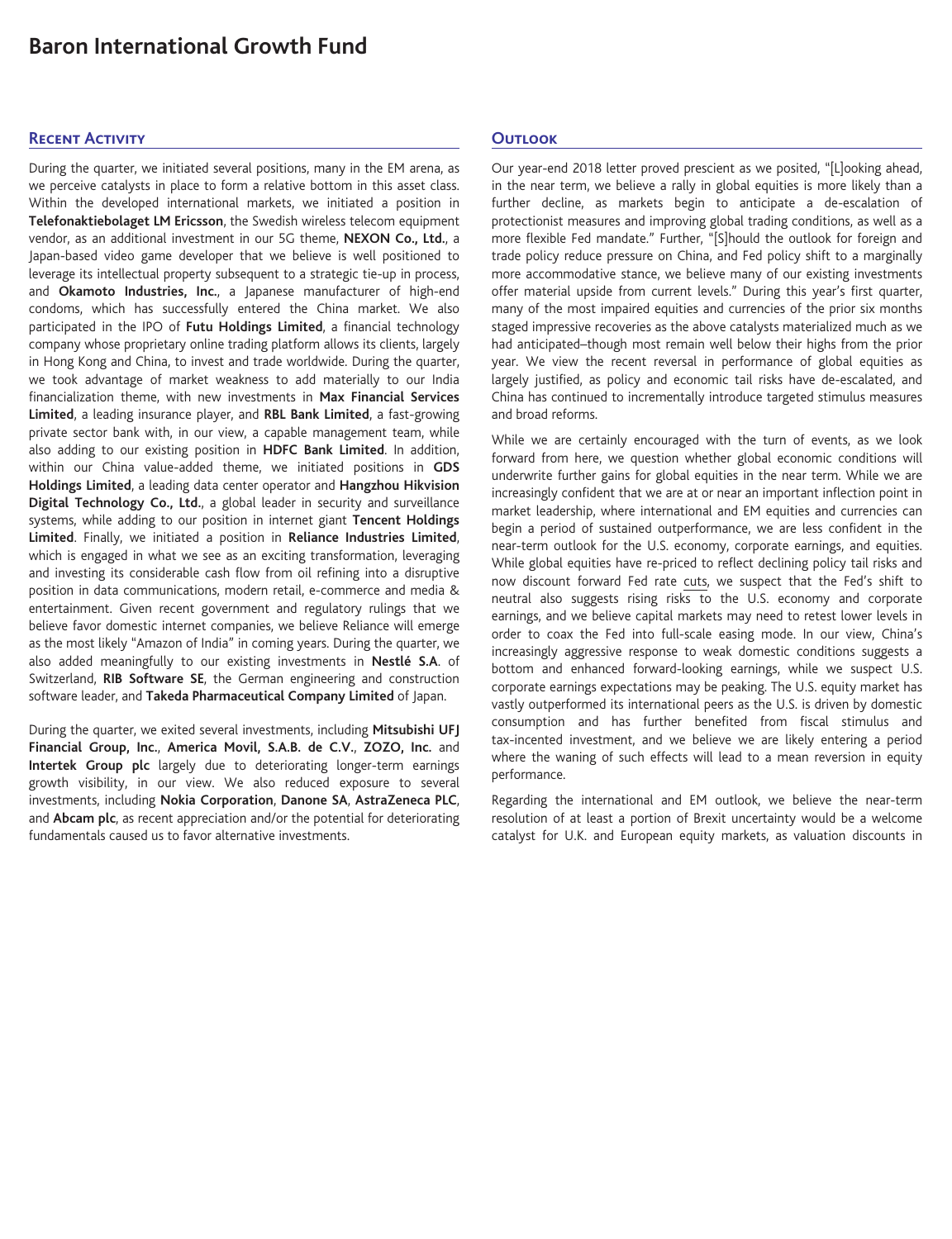# Baron International Growth Fund

## Recent Activity

During the quarter, we initiated several positions, many in the EM arena, as we perceive catalysts in place to form a relative bottom in this asset class. Within the developed international markets, we initiated a position in **Telefonaktiebolaget LM Ericsson**, the Swedish wireless telecom equipment vendor, as an additional investment in our 5G theme, **NEXON Co., Ltd.**, a Japan-based video game developer that we believe is well positioned to leverage its intellectual property subsequent to a strategic tie-up in process, and **Okamoto Industries, Inc.**, a Japanese manufacturer of high-end condoms, which has successfully entered the China market. We also participated in the IPO of **Futu Holdings Limited**, a financial technology company whose proprietary online trading platform allows its clients, largely in Hong Kong and China, to invest and trade worldwide. During the quarter, we took advantage of market weakness to add materially to our India financialization theme, with new investments in **Max Financial Services Limited**, a leading insurance player, and **RBL Bank Limited**, a fast-growing private sector bank with, in our view, a capable management team, while also adding to our existing position in **HDFC Bank Limited**. In addition, within our China value-added theme, we initiated positions in **GDS Holdings Limited**, a leading data center operator and **Hangzhou Hikvision Digital Technology Co., Ltd.**, a global leader in security and surveillance systems, while adding to our position in internet giant **Tencent Holdings Limited**. Finally, we initiated a position in **Reliance Industries Limited**, which is engaged in what we see as an exciting transformation, leveraging and investing its considerable cash flow from oil refining into a disruptive position in data communications, modern retail, e-commerce and media & entertainment. Given recent government and regulatory rulings that we believe favor domestic internet companies, we believe Reliance will emerge as the most likely "Amazon of India" in coming years. During the quarter, we also added meaningfully to our existing investments in **Nestlé S.A**. of Switzerland, **RIB Software SE**, the German engineering and construction software leader, and **Takeda Pharmaceutical Company Limited** of Japan.

During the quarter, we exited several investments, including **Mitsubishi UFJ Financial Group, Inc.**, **America Movil, S.A.B. de C.V.**, **ZOZO, Inc.** and **Intertek Group plc** largely due to deteriorating longer-term earnings growth visibility, in our view. We also reduced exposure to several investments, including **Nokia Corporation**, **Danone SA**, **AstraZeneca PLC**, and **Abcam plc**, as recent appreciation and/or the potential for deteriorating fundamentals caused us to favor alternative investments.

## Outlook

Our year-end 2018 letter proved prescient as we posited, "[L]ooking ahead, in the near term, we believe a rally in global equities is more likely than a further decline, as markets begin to anticipate a de-escalation of protectionist measures and improving global trading conditions, as well as a more flexible Fed mandate." Further, "[S]hould the outlook for foreign and trade policy reduce pressure on China, and Fed policy shift to a marginally more accommodative stance, we believe many of our existing investments offer material upside from current levels." During this year's first quarter, many of the most impaired equities and currencies of the prior six months staged impressive recoveries as the above catalysts materialized much as we had anticipated–though most remain well below their highs from the prior year. We view the recent reversal in performance of global equities as largely justified, as policy and economic tail risks have de-escalated, and China has continued to incrementally introduce targeted stimulus measures and broad reforms.

While we are certainly encouraged with the turn of events, as we look forward from here, we question whether global economic conditions will underwrite further gains for global equities in the near term. While we are increasingly confident that we are at or near an important inflection point in market leadership, where international and EM equities and currencies can begin a period of sustained outperformance, we are less confident in the near-term outlook for the U.S. economy, corporate earnings, and equities. While global equities have re-priced to reflect declining policy tail risks and now discount forward Fed rate cuts, we suspect that the Fed's shift to neutral also suggests rising risks to the U.S. economy and corporate earnings, and we believe capital markets may need to retest lower levels in order to coax the Fed into full-scale easing mode. In our view, China's increasingly aggressive response to weak domestic conditions suggests a bottom and enhanced forward-looking earnings, while we suspect U.S. corporate earnings expectations may be peaking. The U.S. equity market has vastly outperformed its international peers as the U.S. is driven by domestic consumption and has further benefited from fiscal stimulus and tax-incented investment, and we believe we are likely entering a period where the waning of such effects will lead to a mean reversion in equity performance.

Regarding the international and EM outlook, we believe the near-term resolution of at least a portion of Brexit uncertainty would be a welcome catalyst for U.K. and European equity markets, as valuation discounts in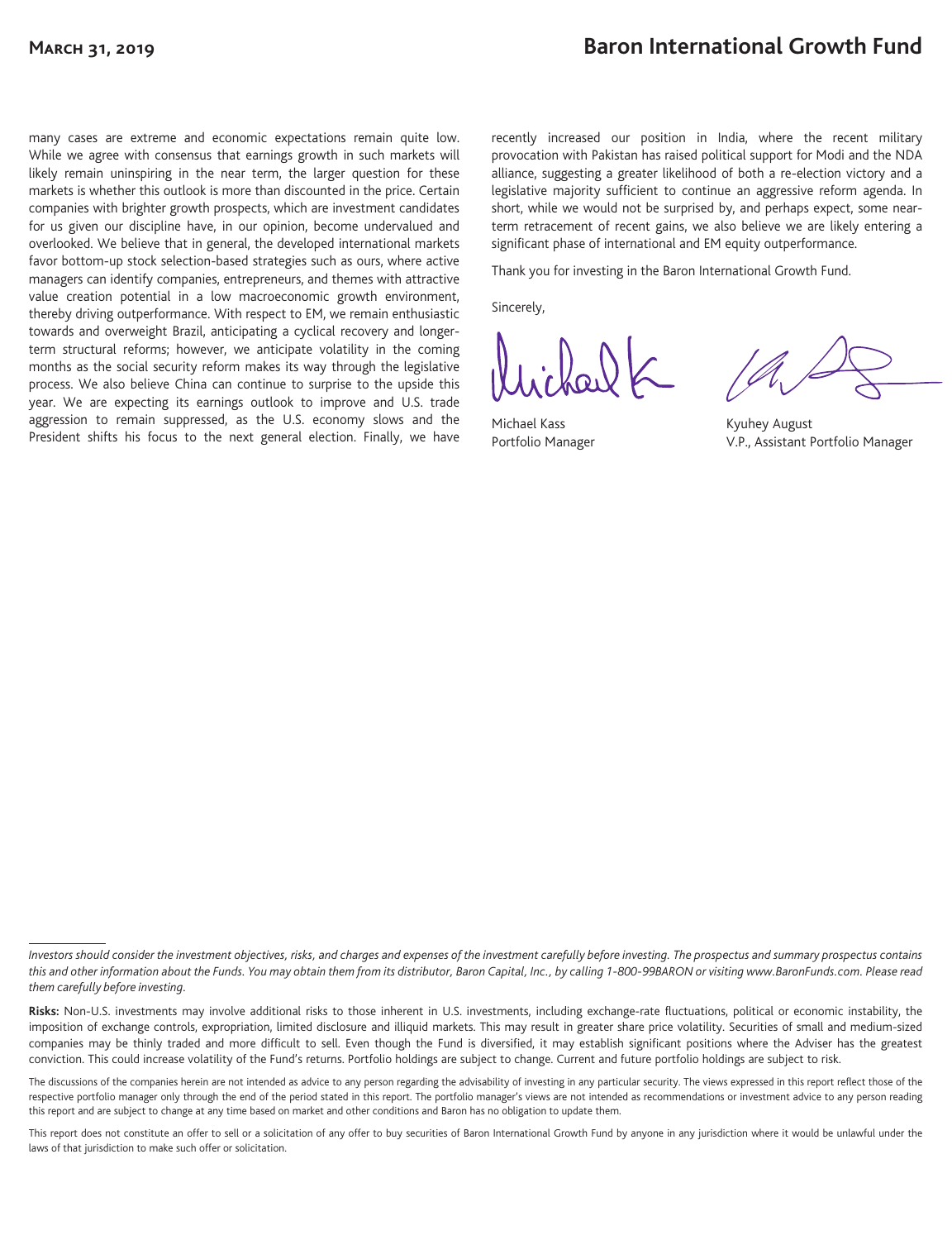many cases are extreme and economic expectations remain quite low. While we agree with consensus that earnings growth in such markets will likely remain uninspiring in the near term, the larger question for these markets is whether this outlook is more than discounted in the price. Certain companies with brighter growth prospects, which are investment candidates for us given our discipline have, in our opinion, become undervalued and overlooked. We believe that in general, the developed international markets favor bottom-up stock selection-based strategies such as ours, where active managers can identify companies, entrepreneurs, and themes with attractive value creation potential in a low macroeconomic growth environment, thereby driving outperformance. With respect to EM, we remain enthusiastic towards and overweight Brazil, anticipating a cyclical recovery and longer-term structural reforms; however, we anticipate volatility in the coming months as the social security reform makes its way through the legislative process. We also believe China can continue to surprise to the upside this year. We are expecting its earnings outlook to improve and U.S. trade aggression to remain suppressed, as the U.S. economy slows and the President shifts his focus to the next general election. Finally, we have recently increased our position in India, where the recent military provocation with Pakistan has raised political support for Modi and the NDA alliance, suggesting a greater likelihood of both a re-election victory and a legislative majority sufficient to continue an aggressive reform agenda. In short, while we would not be surprised by, and perhaps expect, some near-term retracement of recent gains, we also believe we are likely entering a significant phase of international and EM equity outperformance.

Thank you for investing in the Baron International Growth Fund.

Sincerely,

Michael Kass
Portfolio Manager

Kyuhey August
V.P., Assistant Portfolio Manager

---

*Investors should consider the investment objectives, risks, and charges and expenses of the investment carefully before investing. The prospectus and summary prospectus contains this and other information about the Funds. You may obtain them from its distributor, Baron Capital, Inc., by calling 1-800-99BARON or visiting www.BaronFunds.com. Please read them carefully before investing.*

**Risks:** Non-U.S. investments may involve additional risks to those inherent in U.S. investments, including exchange-rate fluctuations, political or economic instability, the imposition of exchange controls, expropriation, limited disclosure and illiquid markets. This may result in greater share price volatility. Securities of small and medium-sized companies may be thinly traded and more difficult to sell. Even though the Fund is diversified, it may establish significant positions where the Adviser has the greatest conviction. This could increase volatility of the Fund's returns. Portfolio holdings are subject to change. Current and future portfolio holdings are subject to risk.

The discussions of the companies herein are not intended as advice to any person regarding the advisability of investing in any particular security. The views expressed in this report reflect those of the respective portfolio manager only through the end of the period stated in this report. The portfolio manager's views are not intended as recommendations or investment advice to any person reading this report and are subject to change at any time based on market and other conditions and Baron has no obligation to update them.

This report does not constitute an offer to sell or a solicitation of any offer to buy securities of Baron International Growth Fund by anyone in any jurisdiction where it would be unlawful under the laws of that jurisdiction to make such offer or solicitation.